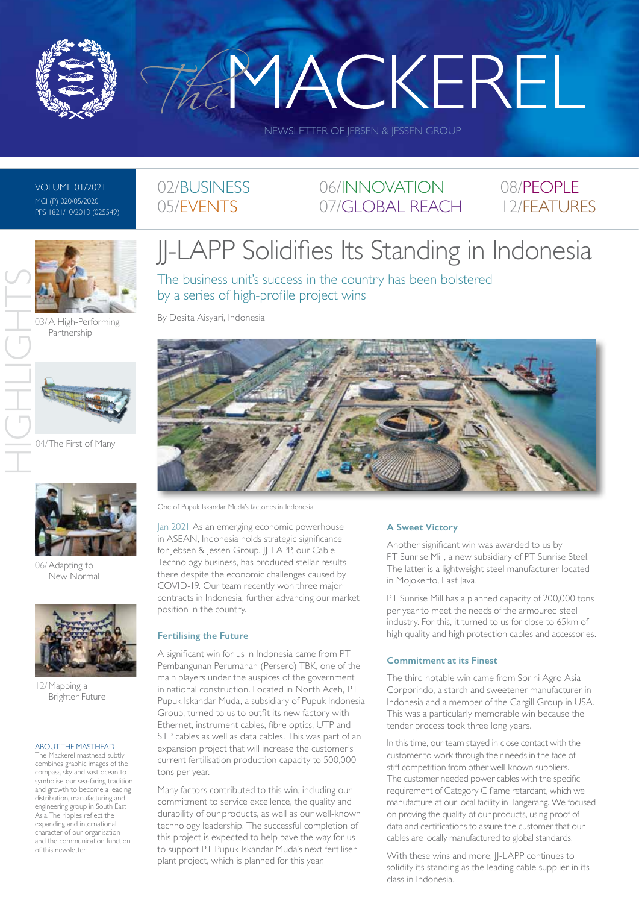# The MACKEREL

NEWSLETTER OF JEBSEN & JESSEN GROUP

VOLUME 01/2021
MCI (P) 020/05/2020
PPS 1821/10/2013 (025549)

02/BUSINESS
05/EVENTS
06/INNOVATION
07/GLOBAL REACH
08/PEOPLE
12/FEATURES

HIGHLIGHTS

03/ A High-Performing Partnership

04/ The First of Many

06/ Adapting to New Normal

12/ Mapping a Brighter Future

**ABOUT THE MASTHEAD**
The Mackerel masthead subtly combines graphic images of the compass, sky and vast ocean to symbolise our sea-faring tradition and growth to become a leading distribution, manufacturing and engineering group in South East Asia. The ripples reflect the expanding and international character of our organisation and the communication function of this newsletter.

# JJ-LAPP Solidifies Its Standing in Indonesia

## The business unit's success in the country has been bolstered by a series of high-profile project wins

By Desita Aisyari, Indonesia

One of Pupuk Iskandar Muda's factories in Indonesia.

Jan 2021 As an emerging economic powerhouse in ASEAN, Indonesia holds strategic significance for Jebsen & Jessen Group. JJ-LAPP, our Cable Technology business, has produced stellar results there despite the economic challenges caused by COVID-19. Our team recently won three major contracts in Indonesia, further advancing our market position in the country.

### Fertilising the Future

A significant win for us in Indonesia came from PT Pembangunan Perumahan (Persero) TBK, one of the main players under the auspices of the government in national construction. Located in North Aceh, PT Pupuk Iskandar Muda, a subsidiary of Pupuk Indonesia Group, turned to us to outfit its new factory with Ethernet, instrument cables, fibre optics, UTP and STP cables as well as data cables. This was part of an expansion project that will increase the customer's current fertilisation production capacity to 500,000 tons per year.

Many factors contributed to this win, including our commitment to service excellence, the quality and durability of our products, as well as our well-known technology leadership. The successful completion of this project is expected to help pave the way for us to support PT Pupuk Iskandar Muda's next fertiliser plant project, which is planned for this year.

### A Sweet Victory

Another significant win was awarded to us by PT Sunrise Mill, a new subsidiary of PT Sunrise Steel. The latter is a lightweight steel manufacturer located in Mojokerto, East Java.

PT Sunrise Mill has a planned capacity of 200,000 tons per year to meet the needs of the armoured steel industry. For this, it turned to us for close to 65km of high quality and high protection cables and accessories.

### Commitment at its Finest

The third notable win came from Sorini Agro Asia Corporindo, a starch and sweetener manufacturer in Indonesia and a member of the Cargill Group in USA. This was a particularly memorable win because the tender process took three long years.

In this time, our team stayed in close contact with the customer to work through their needs in the face of stiff competition from other well-known suppliers. The customer needed power cables with the specific requirement of Category C flame retardant, which we manufacture at our local facility in Tangerang. We focused on proving the quality of our products, using proof of data and certifications to assure the customer that our cables are locally manufactured to global standards.

With these wins and more, JJ-LAPP continues to solidify its standing as the leading cable supplier in its class in Indonesia.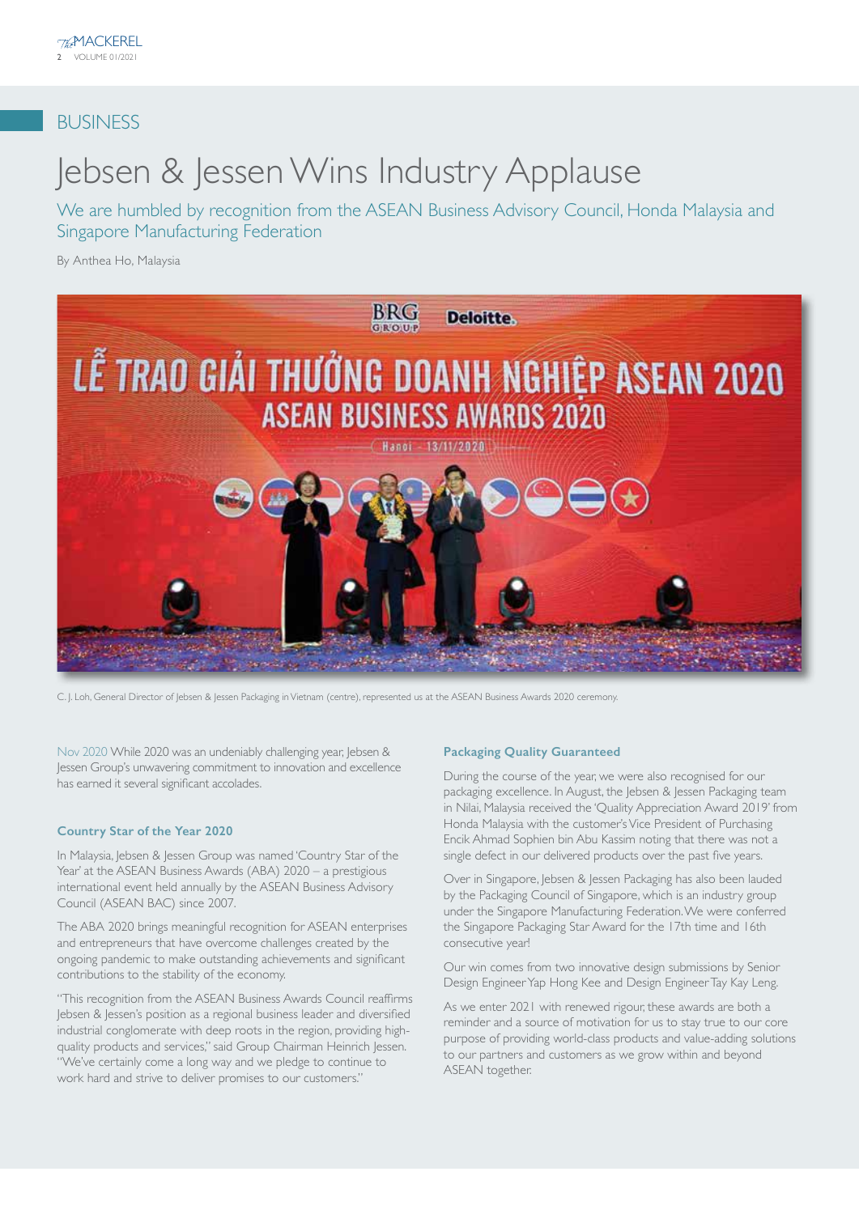## BUSINESS

# Jebsen & Jessen Wins Industry Applause

We are humbled by recognition from the ASEAN Business Advisory Council, Honda Malaysia and Singapore Manufacturing Federation

By Anthea Ho, Malaysia

C. J. Loh, General Director of Jebsen & Jessen Packaging in Vietnam (centre), represented us at the ASEAN Business Awards 2020 ceremony.

Nov 2020 While 2020 was an undeniably challenging year, Jebsen & Jessen Group's unwavering commitment to innovation and excellence has earned it several significant accolades.

### Country Star of the Year 2020

In Malaysia, Jebsen & Jessen Group was named 'Country Star of the Year' at the ASEAN Business Awards (ABA) 2020 – a prestigious international event held annually by the ASEAN Business Advisory Council (ASEAN BAC) since 2007.

The ABA 2020 brings meaningful recognition for ASEAN enterprises and entrepreneurs that have overcome challenges created by the ongoing pandemic to make outstanding achievements and significant contributions to the stability of the economy.

"This recognition from the ASEAN Business Awards Council reaffirms Jebsen & Jessen's position as a regional business leader and diversified industrial conglomerate with deep roots in the region, providing high-quality products and services," said Group Chairman Heinrich Jessen. "We've certainly come a long way and we pledge to continue to work hard and strive to deliver promises to our customers."

### Packaging Quality Guaranteed

During the course of the year, we were also recognised for our packaging excellence. In August, the Jebsen & Jessen Packaging team in Nilai, Malaysia received the 'Quality Appreciation Award 2019' from Honda Malaysia with the customer's Vice President of Purchasing Encik Ahmad Sophien bin Abu Kassim noting that there was not a single defect in our delivered products over the past five years.

Over in Singapore, Jebsen & Jessen Packaging has also been lauded by the Packaging Council of Singapore, which is an industry group under the Singapore Manufacturing Federation. We were conferred the Singapore Packaging Star Award for the 17th time and 16th consecutive year!

Our win comes from two innovative design submissions by Senior Design Engineer Yap Hong Kee and Design Engineer Tay Kay Leng.

As we enter 2021 with renewed rigour, these awards are both a reminder and a source of motivation for us to stay true to our core purpose of providing world-class products and value-adding solutions to our partners and customers as we grow within and beyond ASEAN together.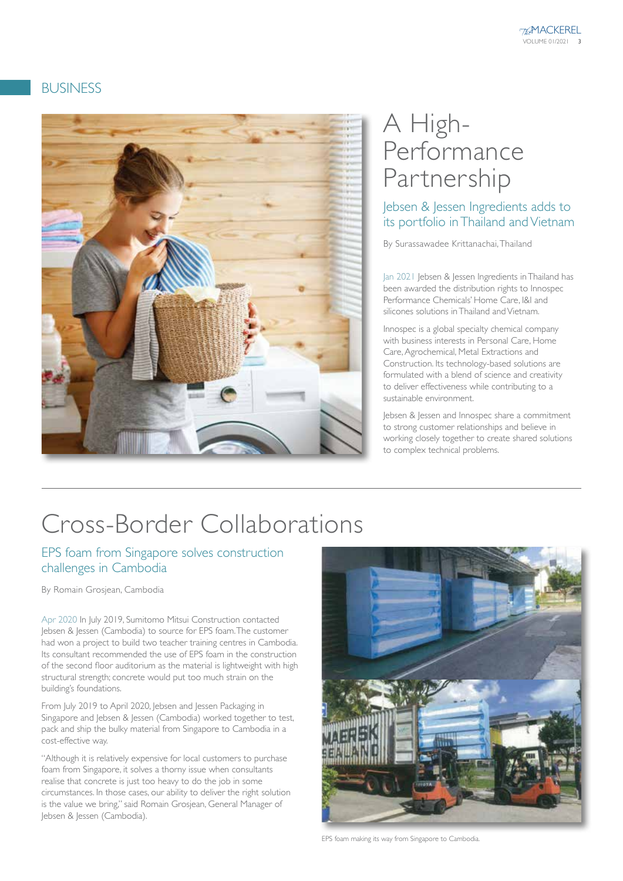## BUSINESS

# A High-Performance Partnership

### Jebsen & Jessen Ingredients adds to its portfolio in Thailand and Vietnam

By Surassawadee Krittanachai, Thailand

Jan 2021 Jebsen & Jessen Ingredients in Thailand has been awarded the distribution rights to Innospec Performance Chemicals' Home Care, I&I and silicones solutions in Thailand and Vietnam.

Innospec is a global specialty chemical company with business interests in Personal Care, Home Care, Agrochemical, Metal Extractions and Construction. Its technology-based solutions are formulated with a blend of science and creativity to deliver effectiveness while contributing to a sustainable environment.

Jebsen & Jessen and Innospec share a commitment to strong customer relationships and believe in working closely together to create shared solutions to complex technical problems.

# Cross-Border Collaborations

### EPS foam from Singapore solves construction challenges in Cambodia

By Romain Grosjean, Cambodia

Apr 2020 In July 2019, Sumitomo Mitsui Construction contacted Jebsen & Jessen (Cambodia) to source for EPS foam. The customer had won a project to build two teacher training centres in Cambodia. Its consultant recommended the use of EPS foam in the construction of the second floor auditorium as the material is lightweight with high structural strength; concrete would put too much strain on the building's foundations.

From July 2019 to April 2020, Jebsen and Jessen Packaging in Singapore and Jebsen & Jessen (Cambodia) worked together to test, pack and ship the bulky material from Singapore to Cambodia in a cost-effective way.

"Although it is relatively expensive for local customers to purchase foam from Singapore, it solves a thorny issue when consultants realise that concrete is just too heavy to do the job in some circumstances. In those cases, our ability to deliver the right solution is the value we bring," said Romain Grosjean, General Manager of Jebsen & Jessen (Cambodia).

EPS foam making its way from Singapore to Cambodia.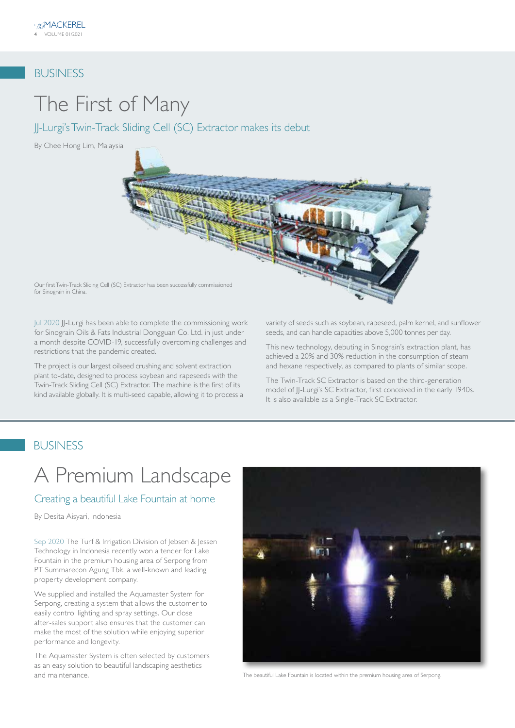## BUSINESS

# The First of Many

### JJ-Lurgi's Twin-Track Sliding Cell (SC) Extractor makes its debut

By Chee Hong Lim, Malaysia

Our first Twin-Track Sliding Cell (SC) Extractor has been successfully commissioned for Sinograin in China.

Jul 2020 JJ-Lurgi has been able to complete the commissioning work for Sinograin Oils & Fats Industrial Dongguan Co. Ltd. in just under a month despite COVID-19, successfully overcoming challenges and restrictions that the pandemic created.

The project is our largest oilseed crushing and solvent extraction plant to-date, designed to process soybean and rapeseeds with the Twin-Track Sliding Cell (SC) Extractor. The machine is the first of its kind available globally. It is multi-seed capable, allowing it to process a variety of seeds such as soybean, rapeseed, palm kernel, and sunflower seeds, and can handle capacities above 5,000 tonnes per day.

This new technology, debuting in Sinograin's extraction plant, has achieved a 20% and 30% reduction in the consumption of steam and hexane respectively, as compared to plants of similar scope.

The Twin-Track SC Extractor is based on the third-generation model of JJ-Lurgi's SC Extractor, first conceived in the early 1940s. It is also available as a Single-Track SC Extractor.

## BUSINESS

# A Premium Landscape

### Creating a beautiful Lake Fountain at home

By Desita Aisyari, Indonesia

Sep 2020 The Turf & Irrigation Division of Jebsen & Jessen Technology in Indonesia recently won a tender for Lake Fountain in the premium housing area of Serpong from PT Summarecon Agung Tbk, a well-known and leading property development company.

We supplied and installed the Aquamaster System for Serpong, creating a system that allows the customer to easily control lighting and spray settings. Our close after-sales support also ensures that the customer can make the most of the solution while enjoying superior performance and longevity.

The Aquamaster System is often selected by customers as an easy solution to beautiful landscaping aesthetics and maintenance.

The beautiful Lake Fountain is located within the premium housing area of Serpong.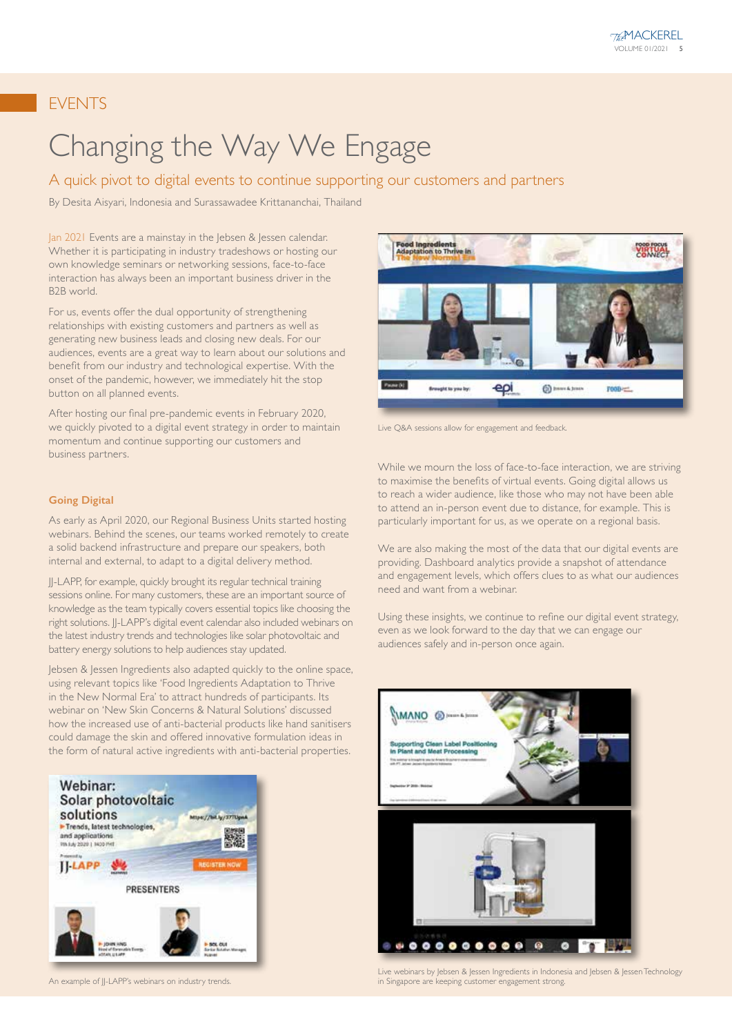## EVENTS

# Changing the Way We Engage

### A quick pivot to digital events to continue supporting our customers and partners

By Desita Aisyari, Indonesia and Surassawadee Krittananchai, Thailand

Jan 2021 Events are a mainstay in the Jebsen & Jessen calendar. Whether it is participating in industry tradeshows or hosting our own knowledge seminars or networking sessions, face-to-face interaction has always been an important business driver in the B2B world.

For us, events offer the dual opportunity of strengthening relationships with existing customers and partners as well as generating new business leads and closing new deals. For our audiences, events are a great way to learn about our solutions and benefit from our industry and technological expertise. With the onset of the pandemic, however, we immediately hit the stop button on all planned events.

After hosting our final pre-pandemic events in February 2020, we quickly pivoted to a digital event strategy in order to maintain momentum and continue supporting our customers and business partners.

**Going Digital**

As early as April 2020, our Regional Business Units started hosting webinars. Behind the scenes, our teams worked remotely to create a solid backend infrastructure and prepare our speakers, both internal and external, to adapt to a digital delivery method.

JJ-LAPP, for example, quickly brought its regular technical training sessions online. For many customers, these are an important source of knowledge as the team typically covers essential topics like choosing the right solutions. JJ-LAPP's digital event calendar also included webinars on the latest industry trends and technologies like solar photovoltaic and battery energy solutions to help audiences stay updated.

Jebsen & Jessen Ingredients also adapted quickly to the online space, using relevant topics like 'Food Ingredients Adaptation to Thrive in the New Normal Era' to attract hundreds of participants. Its webinar on 'New Skin Concerns & Natural Solutions' discussed how the increased use of anti-bacterial products like hand sanitisers could damage the skin and offered innovative formulation ideas in the form of natural active ingredients with anti-bacterial properties.

An example of JJ-LAPP's webinars on industry trends.

Live Q&A sessions allow for engagement and feedback.

While we mourn the loss of face-to-face interaction, we are striving to maximise the benefits of virtual events. Going digital allows us to reach a wider audience, like those who may not have been able to attend an in-person event due to distance, for example. This is particularly important for us, as we operate on a regional basis.

We are also making the most of the data that our digital events are providing. Dashboard analytics provide a snapshot of attendance and engagement levels, which offers clues to as what our audiences need and want from a webinar.

Using these insights, we continue to refine our digital event strategy, even as we look forward to the day that we can engage our audiences safely and in-person once again.

Live webinars by Jebsen & Jessen Ingredients in Indonesia and Jebsen & Jessen Technology in Singapore are keeping customer engagement strong.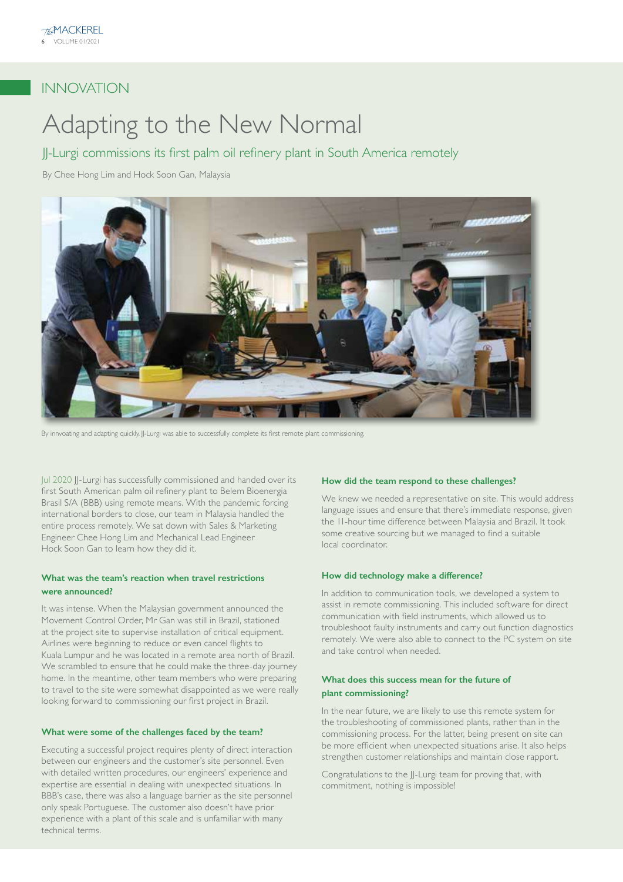# INNOVATION

## Adapting to the New Normal

### JJ-Lurgi commissions its first palm oil refinery plant in South America remotely

By Chee Hong Lim and Hock Soon Gan, Malaysia

By innvoating and adapting quickly, JJ-Lurgi was able to successfully complete its first remote plant commissioning.

Jul 2020 JJ-Lurgi has successfully commissioned and handed over its first South American palm oil refinery plant to Belem Bioenergia Brasil S/A (BBB) using remote means. With the pandemic forcing international borders to close, our team in Malaysia handled the entire process remotely. We sat down with Sales & Marketing Engineer Chee Hong Lim and Mechanical Lead Engineer Hock Soon Gan to learn how they did it.

**What was the team's reaction when travel restrictions were announced?**

It was intense. When the Malaysian government announced the Movement Control Order, Mr Gan was still in Brazil, stationed at the project site to supervise installation of critical equipment. Airlines were beginning to reduce or even cancel flights to Kuala Lumpur and he was located in a remote area north of Brazil. We scrambled to ensure that he could make the three-day journey home. In the meantime, other team members who were preparing to travel to the site were somewhat disappointed as we were really looking forward to commissioning our first project in Brazil.

**What were some of the challenges faced by the team?**

Executing a successful project requires plenty of direct interaction between our engineers and the customer's site personnel. Even with detailed written procedures, our engineers' experience and expertise are essential in dealing with unexpected situations. In BBB's case, there was also a language barrier as the site personnel only speak Portuguese. The customer also doesn't have prior experience with a plant of this scale and is unfamiliar with many technical terms.

**How did the team respond to these challenges?**

We knew we needed a representative on site. This would address language issues and ensure that there's immediate response, given the 11-hour time difference between Malaysia and Brazil. It took some creative sourcing but we managed to find a suitable local coordinator.

**How did technology make a difference?**

In addition to communication tools, we developed a system to assist in remote commissioning. This included software for direct communication with field instruments, which allowed us to troubleshoot faulty instruments and carry out function diagnostics remotely. We were also able to connect to the PC system on site and take control when needed.

**What does this success mean for the future of plant commissioning?**

In the near future, we are likely to use this remote system for the troubleshooting of commissioned plants, rather than in the commissioning process. For the latter, being present on site can be more efficient when unexpected situations arise. It also helps strengthen customer relationships and maintain close rapport.

Congratulations to the JJ-Lurgi team for proving that, with commitment, nothing is impossible!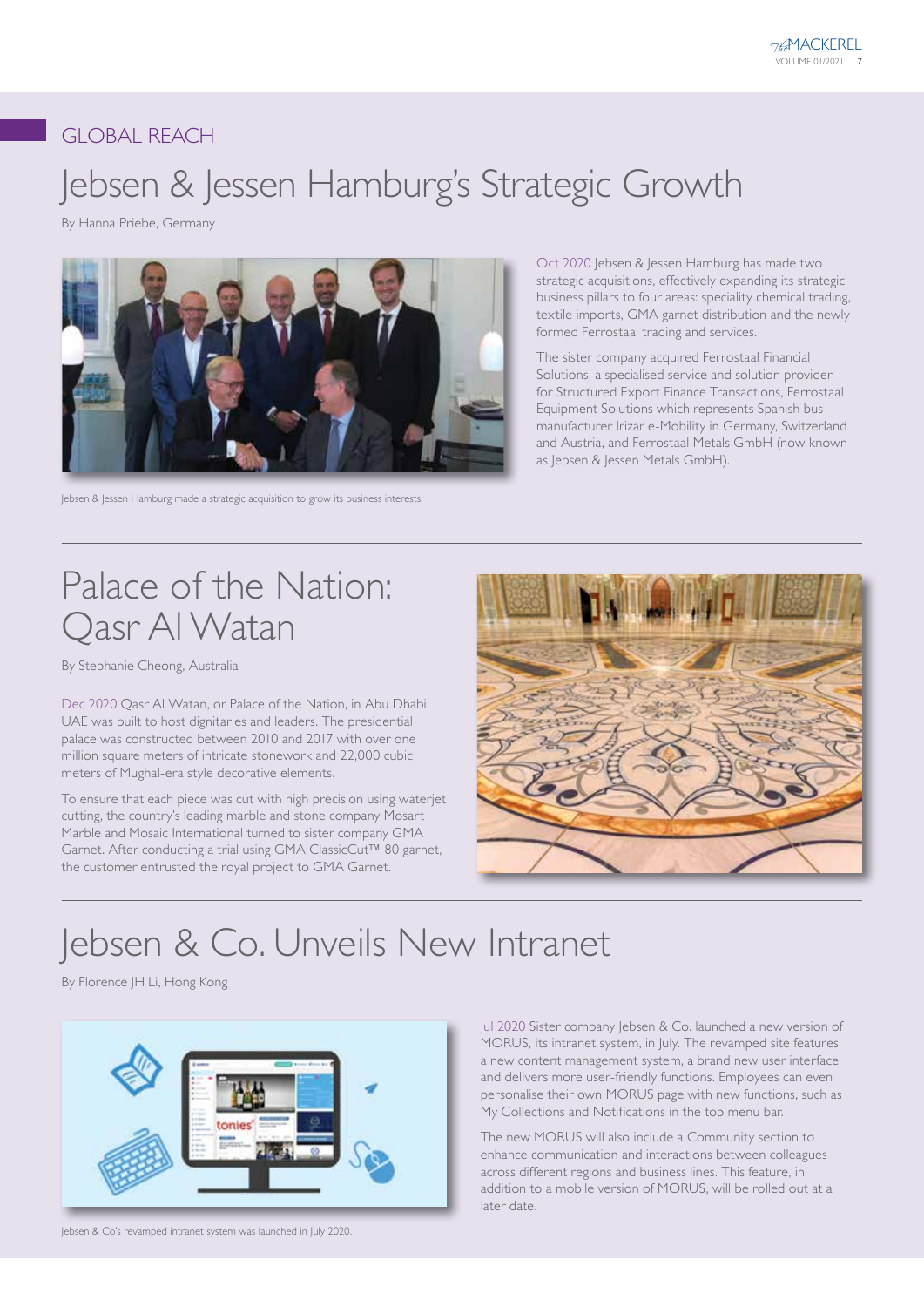GLOBAL REACH

# Jebsen & Jessen Hamburg's Strategic Growth

By Hanna Priebe, Germany

Jebsen & Jessen Hamburg made a strategic acquisition to grow its business interests.

Oct 2020 Jebsen & Jessen Hamburg has made two strategic acquisitions, effectively expanding its strategic business pillars to four areas: speciality chemical trading, textile imports, GMA garnet distribution and the newly formed Ferrostaal trading and services.

The sister company acquired Ferrostaal Financial Solutions, a specialised service and solution provider for Structured Export Finance Transactions, Ferrostaal Equipment Solutions which represents Spanish bus manufacturer Irizar e-Mobility in Germany, Switzerland and Austria, and Ferrostaal Metals GmbH (now known as Jebsen & Jessen Metals GmbH).

# Palace of the Nation: Qasr Al Watan

By Stephanie Cheong, Australia

Dec 2020 Qasr Al Watan, or Palace of the Nation, in Abu Dhabi, UAE was built to host dignitaries and leaders. The presidential palace was constructed between 2010 and 2017 with over one million square meters of intricate stonework and 22,000 cubic meters of Mughal-era style decorative elements.

To ensure that each piece was cut with high precision using waterjet cutting, the country's leading marble and stone company Mosart Marble and Mosaic International turned to sister company GMA Garnet. After conducting a trial using GMA ClassicCut™ 80 garnet, the customer entrusted the royal project to GMA Garnet.

# Jebsen & Co. Unveils New Intranet

By Florence JH Li, Hong Kong

Jebsen & Co's revamped intranet system was launched in July 2020.

Jul 2020 Sister company Jebsen & Co. launched a new version of MORUS, its intranet system, in July. The revamped site features a new content management system, a brand new user interface and delivers more user-friendly functions. Employees can even personalise their own MORUS page with new functions, such as My Collections and Notifications in the top menu bar.

The new MORUS will also include a Community section to enhance communication and interactions between colleagues across different regions and business lines. This feature, in addition to a mobile version of MORUS, will be rolled out at a later date.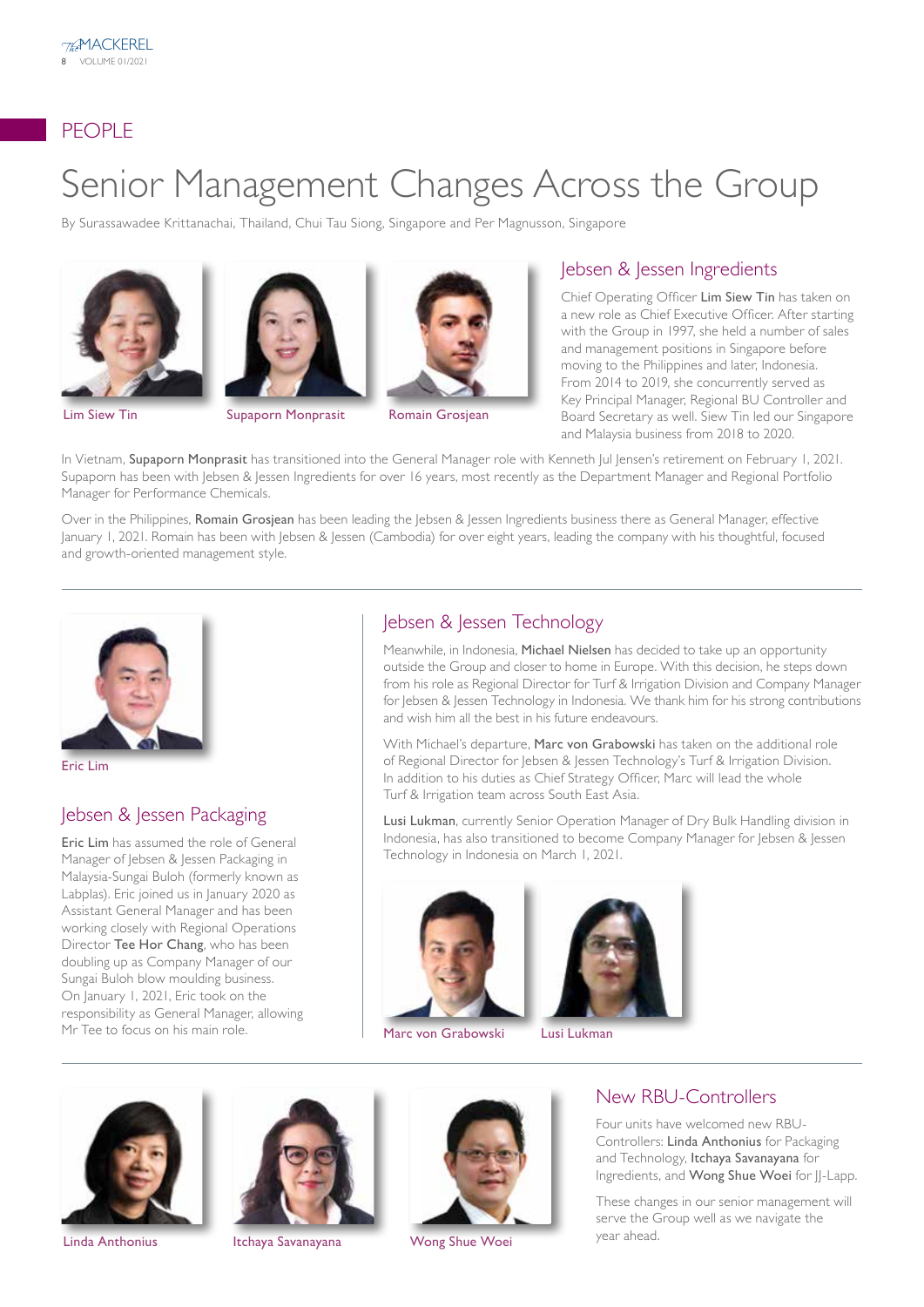PEOPLE

# Senior Management Changes Across the Group

By Surassawadee Krittanachai, Thailand, Chui Tau Siong, Singapore and Per Magnusson, Singapore

Lim Siew Tin

Supaporn Monprasit

Romain Grosjean

## Jebsen & Jessen Ingredients

Chief Operating Officer **Lim Siew Tin** has taken on a new role as Chief Executive Officer. After starting with the Group in 1997, she held a number of sales and management positions in Singapore before moving to the Philippines and later, Indonesia. From 2014 to 2019, she concurrently served as Key Principal Manager, Regional BU Controller and Board Secretary as well. Siew Tin led our Singapore and Malaysia business from 2018 to 2020.

In Vietnam, **Supaporn Monprasit** has transitioned into the General Manager role with Kenneth Jul Jensen's retirement on February 1, 2021. Supaporn has been with Jebsen & Jessen Ingredients for over 16 years, most recently as the Department Manager and Regional Portfolio Manager for Performance Chemicals.

Over in the Philippines, **Romain Grosjean** has been leading the Jebsen & Jessen Ingredients business there as General Manager, effective January 1, 2021. Romain has been with Jebsen & Jessen (Cambodia) for over eight years, leading the company with his thoughtful, focused and growth-oriented management style.

Eric Lim

## Jebsen & Jessen Packaging

**Eric Lim** has assumed the role of General Manager of Jebsen & Jessen Packaging in Malaysia-Sungai Buloh (formerly known as Labplas). Eric joined us in January 2020 as Assistant General Manager and has been working closely with Regional Operations Director **Tee Hor Chang**, who has been doubling up as Company Manager of our Sungai Buloh blow moulding business. On January 1, 2021, Eric took on the responsibility as General Manager, allowing Mr Tee to focus on his main role.

## Jebsen & Jessen Technology

Meanwhile, in Indonesia, **Michael Nielsen** has decided to take up an opportunity outside the Group and closer to home in Europe. With this decision, he steps down from his role as Regional Director for Turf & Irrigation Division and Company Manager for Jebsen & Jessen Technology in Indonesia. We thank him for his strong contributions and wish him all the best in his future endeavours.

With Michael's departure, **Marc von Grabowski** has taken on the additional role of Regional Director for Jebsen & Jessen Technology's Turf & Irrigation Division. In addition to his duties as Chief Strategy Officer, Marc will lead the whole Turf & Irrigation team across South East Asia.

**Lusi Lukman**, currently Senior Operation Manager of Dry Bulk Handling division in Indonesia, has also transitioned to become Company Manager for Jebsen & Jessen Technology in Indonesia on March 1, 2021.

Marc von Grabowski

Lusi Lukman

Linda Anthonius

Itchaya Savanayana

Wong Shue Woei

## New RBU-Controllers

Four units have welcomed new RBU-Controllers: **Linda Anthonius** for Packaging and Technology, **Itchaya Savanayana** for Ingredients, and **Wong Shue Woei** for JJ-Lapp.

These changes in our senior management will serve the Group well as we navigate the year ahead.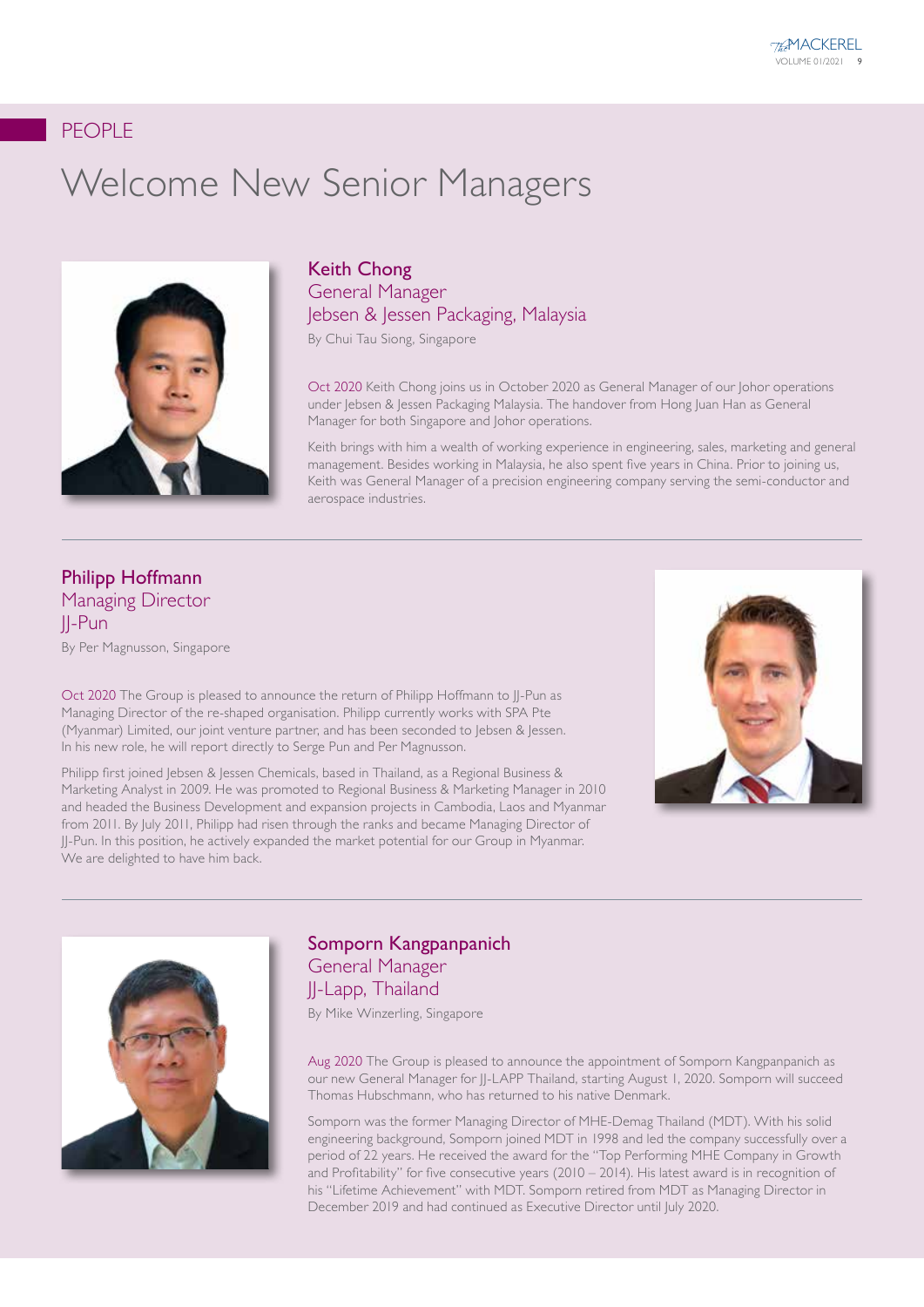# PEOPLE

## Welcome New Senior Managers

### Keith Chong
General Manager
Jebsen & Jessen Packaging, Malaysia

By Chui Tau Siong, Singapore

Oct 2020 Keith Chong joins us in October 2020 as General Manager of our Johor operations under Jebsen & Jessen Packaging Malaysia. The handover from Hong Juan Han as General Manager for both Singapore and Johor operations.

Keith brings with him a wealth of working experience in engineering, sales, marketing and general management. Besides working in Malaysia, he also spent five years in China. Prior to joining us, Keith was General Manager of a precision engineering company serving the semi-conductor and aerospace industries.

---

### Philipp Hoffmann
Managing Director
JJ-Pun

By Per Magnusson, Singapore

Oct 2020 The Group is pleased to announce the return of Philipp Hoffmann to JJ-Pun as Managing Director of the re-shaped organisation. Philipp currently works with SPA Pte (Myanmar) Limited, our joint venture partner, and has been seconded to Jebsen & Jessen. In his new role, he will report directly to Serge Pun and Per Magnusson.

Philipp first joined Jebsen & Jessen Chemicals, based in Thailand, as a Regional Business & Marketing Analyst in 2009. He was promoted to Regional Business & Marketing Manager in 2010 and headed the Business Development and expansion projects in Cambodia, Laos and Myanmar from 2011. By July 2011, Philipp had risen through the ranks and became Managing Director of JJ-Pun. In this position, he actively expanded the market potential for our Group in Myanmar. We are delighted to have him back.

---

### Somporn Kangpanpanich
General Manager
JJ-Lapp, Thailand

By Mike Winzerling, Singapore

Aug 2020 The Group is pleased to announce the appointment of Somporn Kangpanpanich as our new General Manager for JJ-LAPP Thailand, starting August 1, 2020. Somporn will succeed Thomas Hubschmann, who has returned to his native Denmark.

Somporn was the former Managing Director of MHE-Demag Thailand (MDT). With his solid engineering background, Somporn joined MDT in 1998 and led the company successfully over a period of 22 years. He received the award for the "Top Performing MHE Company in Growth and Profitability" for five consecutive years (2010 – 2014). His latest award is in recognition of his "Lifetime Achievement" with MDT. Somporn retired from MDT as Managing Director in December 2019 and had continued as Executive Director until July 2020.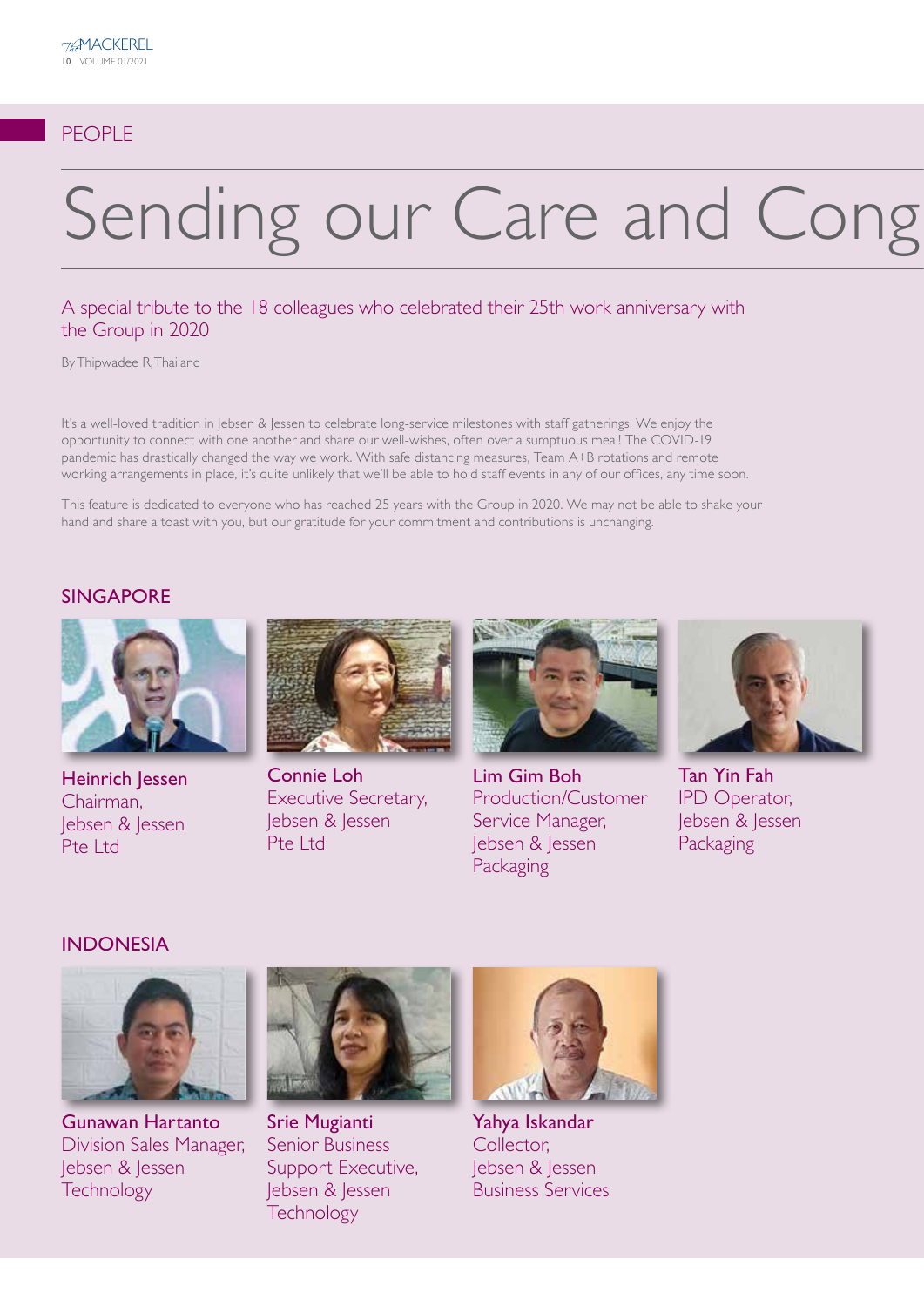## PEOPLE

# Sending our Care and Cong

### A special tribute to the 18 colleagues who celebrated their 25th work anniversary with the Group in 2020

By Thipwadee R, Thailand

It's a well-loved tradition in Jebsen & Jessen to celebrate long-service milestones with staff gatherings. We enjoy the opportunity to connect with one another and share our well-wishes, often over a sumptuous meal! The COVID-19 pandemic has drastically changed the way we work. With safe distancing measures, Team A+B rotations and remote working arrangements in place, it's quite unlikely that we'll be able to hold staff events in any of our offices, any time soon.

This feature is dedicated to everyone who has reached 25 years with the Group in 2020. We may not be able to shake your hand and share a toast with you, but our gratitude for your commitment and contributions is unchanging.

## SINGAPORE

**Heinrich Jessen**
Chairman,
Jebsen & Jessen Pte Ltd

**Connie Loh**
Executive Secretary,
Jebsen & Jessen Pte Ltd

**Lim Gim Boh**
Production/Customer Service Manager,
Jebsen & Jessen Packaging

**Tan Yin Fah**
IPD Operator,
Jebsen & Jessen Packaging

## INDONESIA

**Gunawan Hartanto**
Division Sales Manager,
Jebsen & Jessen Technology

**Srie Mugianti**
Senior Business Support Executive,
Jebsen & Jessen Technology

**Yahya Iskandar**
Collector,
Jebsen & Jessen Business Services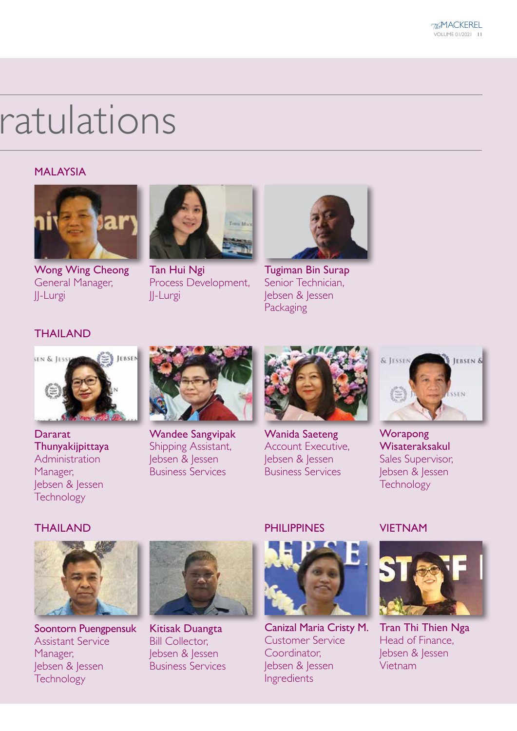# ratulations

## MALAYSIA

**Wong Wing Cheong**
General Manager,
JJ-Lurgi

**Tan Hui Ngi**
Process Development,
JJ-Lurgi

**Tugiman Bin Surap**
Senior Technician,
Jebsen & Jessen
Packaging

## THAILAND

**Dararat Thunyakijpittaya**
Administration Manager,
Jebsen & Jessen
Technology

**Wandee Sangvipak**
Shipping Assistant,
Jebsen & Jessen
Business Services

**Wanida Saeteng**
Account Executive,
Jebsen & Jessen
Business Services

**Worapong Wisateraksakul**
Sales Supervisor,
Jebsen & Jessen
Technology

## THAILAND

**Soontorn Puengpensuk**
Assistant Service Manager,
Jebsen & Jessen
Technology

**Kitisak Duangta**
Bill Collector,
Jebsen & Jessen
Business Services

## PHILIPPINES

**Canizal Maria Cristy M.**
Customer Service Coordinator,
Jebsen & Jessen
Ingredients

## VIETNAM

**Tran Thi Thien Nga**
Head of Finance,
Jebsen & Jessen
Vietnam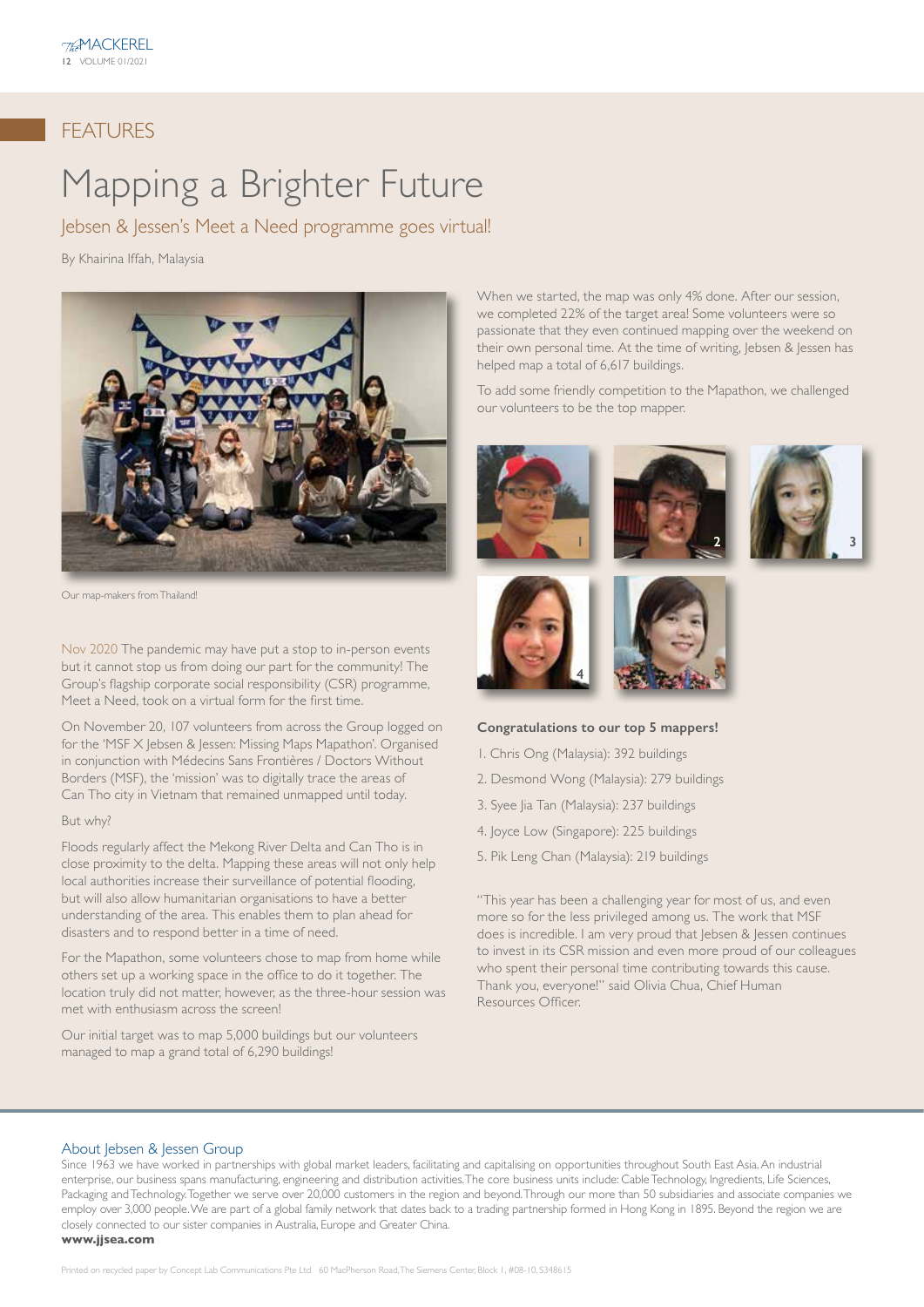## FEATURES

# Mapping a Brighter Future

### Jebsen & Jessen's Meet a Need programme goes virtual!

By Khairina Iffah, Malaysia

Our map-makers from Thailand!

Nov 2020 The pandemic may have put a stop to in-person events but it cannot stop us from doing our part for the community! The Group's flagship corporate social responsibility (CSR) programme, Meet a Need, took on a virtual form for the first time.

On November 20, 107 volunteers from across the Group logged on for the 'MSF X Jebsen & Jessen: Missing Maps Mapathon'. Organised in conjunction with Médecins Sans Frontières / Doctors Without Borders (MSF), the 'mission' was to digitally trace the areas of Can Tho city in Vietnam that remained unmapped until today.

But why?

Floods regularly affect the Mekong River Delta and Can Tho is in close proximity to the delta. Mapping these areas will not only help local authorities increase their surveillance of potential flooding, but will also allow humanitarian organisations to have a better understanding of the area. This enables them to plan ahead for disasters and to respond better in a time of need.

For the Mapathon, some volunteers chose to map from home while others set up a working space in the office to do it together. The location truly did not matter, however, as the three-hour session was met with enthusiasm across the screen!

Our initial target was to map 5,000 buildings but our volunteers managed to map a grand total of 6,290 buildings!

When we started, the map was only 4% done. After our session, we completed 22% of the target area! Some volunteers were so passionate that they even continued mapping over the weekend on their own personal time. At the time of writing, Jebsen & Jessen has helped map a total of 6,617 buildings.

To add some friendly competition to the Mapathon, we challenged our volunteers to be the top mapper.

**Congratulations to our top 5 mappers!**

1. Chris Ong (Malaysia): 392 buildings
2. Desmond Wong (Malaysia): 279 buildings
3. Syee Jia Tan (Malaysia): 237 buildings
4. Joyce Low (Singapore): 225 buildings
5. Pik Leng Chan (Malaysia): 219 buildings

"This year has been a challenging year for most of us, and even more so for the less privileged among us. The work that MSF does is incredible. I am very proud that Jebsen & Jessen continues to invest in its CSR mission and even more proud of our colleagues who spent their personal time contributing towards this cause. Thank you, everyone!" said Olivia Chua, Chief Human Resources Officer.

### About Jebsen & Jessen Group

Since 1963 we have worked in partnerships with global market leaders, facilitating and capitalising on opportunities throughout South East Asia. An industrial enterprise, our business spans manufacturing, engineering and distribution activities. The core business units include: Cable Technology, Ingredients, Life Sciences, Packaging and Technology. Together we serve over 20,000 customers in the region and beyond. Through our more than 50 subsidiaries and associate companies we employ over 3,000 people. We are part of a global family network that dates back to a trading partnership formed in Hong Kong in 1895. Beyond the region we are closely connected to our sister companies in Australia, Europe and Greater China.

**www.jjsea.com**

Printed on recycled paper by Concept Lab Communications Pte Ltd 60 MacPherson Road, The Siemens Center, Block 1, #08-10, S348615